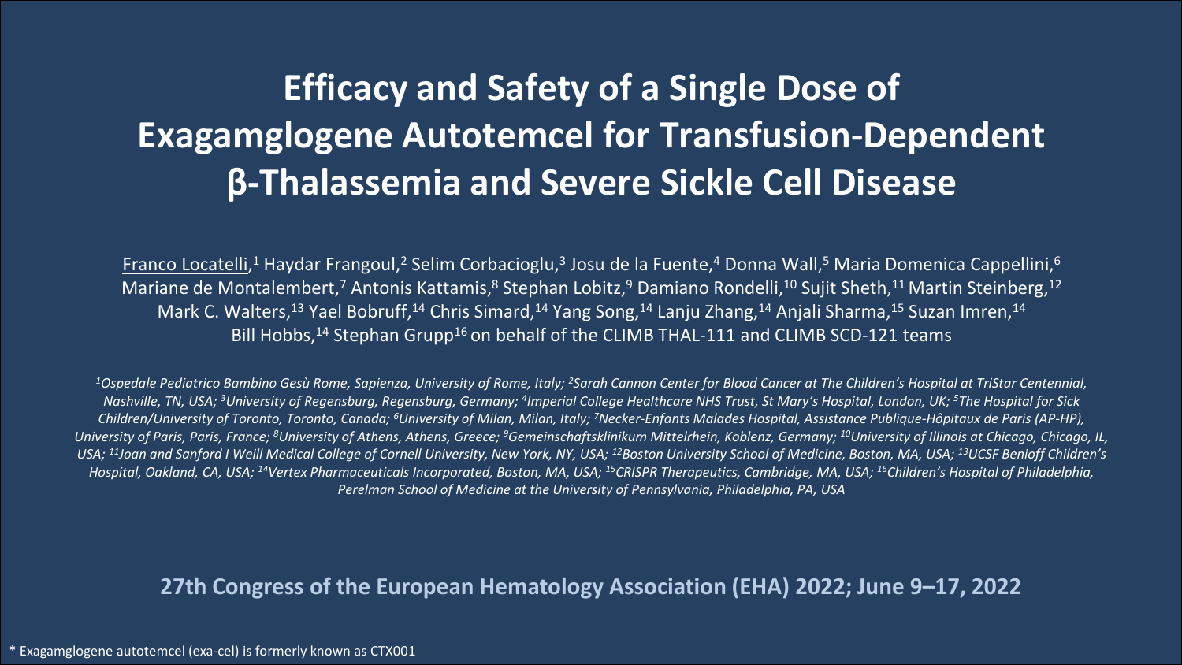# Efficacy and Safety of a Single Dose of Exagamglogene Autotemcel for Transfusion-Dependent β-Thalassemia and Severe Sickle Cell Disease

Franco Locatelli,[1] Haydar Frangoul,[2] Selim Corbacioglu,[3] Josu de la Fuente,[4] Donna Wall,[5] Maria Domenica Cappellini,[6] Mariane de Montalembert,[7] Antonis Kattamis,[8] Stephan Lobitz,[9] Damiano Rondelli,[10] Sujit Sheth,[11] Martin Steinberg,[12] Mark C. Walters,[13] Yael Bobruff,[14] Chris Simard,[14] Yang Song,[14] Lanju Zhang,[14] Anjali Sharma,[15] Suzan Imren,[14] Bill Hobbs,[14] Stephan Grupp[16] on behalf of the CLIMB THAL-111 and CLIMB SCD-121 teams

*[1]Ospedale Pediatrico Bambino Gesù Rome, Sapienza, University of Rome, Italy; [2]Sarah Cannon Center for Blood Cancer at The Children's Hospital at TriStar Centennial, Nashville, TN, USA; [3]University of Regensburg, Regensburg, Germany; [4]Imperial College Healthcare NHS Trust, St Mary's Hospital, London, UK; [5]The Hospital for Sick Children/University of Toronto, Toronto, Canada; [6]University of Milan, Milan, Italy; [7]Necker-Enfants Malades Hospital, Assistance Publique-Hôpitaux de Paris (AP-HP), University of Paris, Paris, France; [8]University of Athens, Athens, Greece; [9]Gemeinschaftsklinikum Mittelrhein, Koblenz, Germany; [10]University of Illinois at Chicago, Chicago, IL, USA; [11]Joan and Sanford I Weill Medical College of Cornell University, New York, NY, USA; [12]Boston University School of Medicine, Boston, MA, USA; [13]UCSF Benioff Children's Hospital, Oakland, CA, USA; [14]Vertex Pharmaceuticals Incorporated, Boston, MA, USA; [15]CRISPR Therapeutics, Cambridge, MA, USA; [16]Children's Hospital of Philadelphia, Perelman School of Medicine at the University of Pennsylvania, Philadelphia, PA, USA*

**27th Congress of the European Hematology Association (EHA) 2022; June 9–17, 2022**

* Exagamglogene autotemcel (exa-cel) is formerly known as CTX001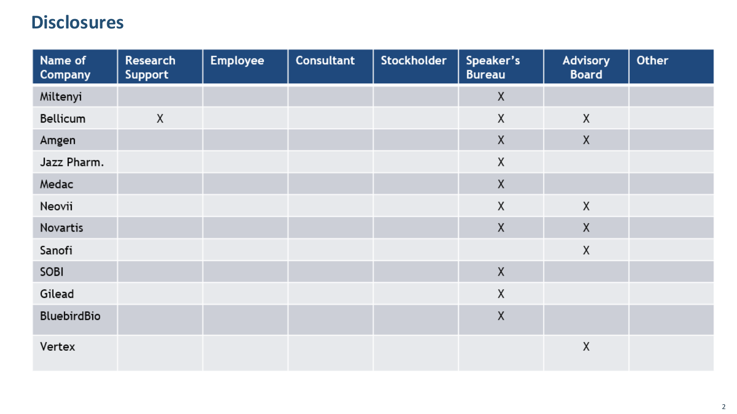# Disclosures

| Name of Company | Research Support | Employee | Consultant | Stockholder | Speaker's Bureau | Advisory Board | Other |
|---|---|---|---|---|---|---|---|
| Miltenyi | | | | | X | | |
| Bellicum | X | | | | X | X | |
| Amgen | | | | | X | X | |
| Jazz Pharm. | | | | | X | | |
| Medac | | | | | X | | |
| Neovii | | | | | X | X | |
| Novartis | | | | | X | X | |
| Sanofi | | | | | | X | |
| SOBI | | | | | X | | |
| Gilead | | | | | X | | |
| BluebirdBio | | | | | X | | |
| Vertex | | | | | | X | |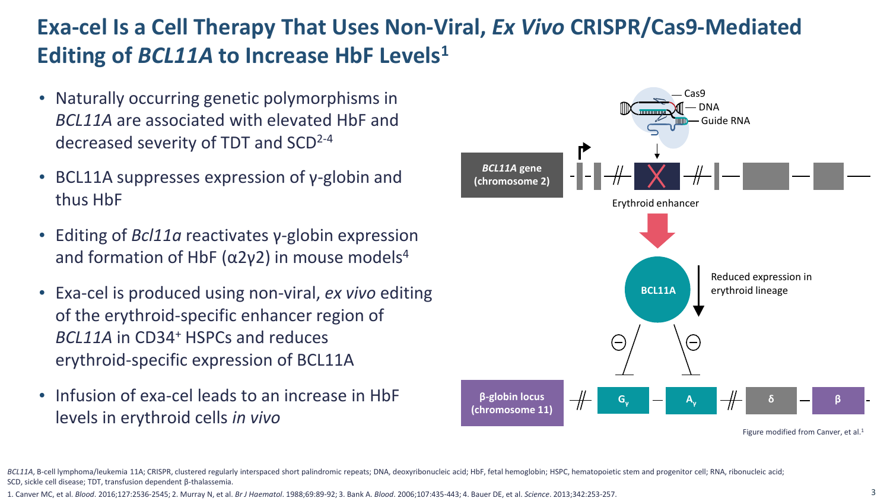# Exa-cel Is a Cell Therapy That Uses Non-Viral, *Ex Vivo* CRISPR/Cas9-Mediated Editing of *BCL11A* to Increase HbF Levels[1]

- Naturally occurring genetic polymorphisms in *BCL11A* are associated with elevated HbF and decreased severity of TDT and SCD[2-4]
- BCL11A suppresses expression of γ-globin and thus HbF
- Editing of *Bcl11a* reactivates γ-globin expression and formation of HbF (α2γ2) in mouse models[4]
- Exa-cel is produced using non-viral, *ex vivo* editing of the erythroid-specific enhancer region of *BCL11A* in $CD34^+$ HSPCs and reduces erythroid-specific expression of BCL11A
- Infusion of exa-cel leads to an increase in HbF levels in erythroid cells *in vivo*

Cas9

DNA

Guide RNA

***BCL11A* gene (chromosome 2)**

Erythroid enhancer

**BCL11A**

Reduced expression in erythroid lineage

**β-globin locus (chromosome 11)**

$G_γ$ — $A_γ$ — δ — β

Figure modified from Canver, et al.[1]

*BCL11A*, B-cell lymphoma/leukemia 11A; CRISPR, clustered regularly interspaced short palindromic repeats; DNA, deoxyribonucleic acid; HbF, fetal hemoglobin; HSPC, hematopoietic stem and progenitor cell; RNA, ribonucleic acid; SCD, sickle cell disease; TDT, transfusion dependent β-thalassemia.

1. Canver MC, et al. *Blood*. 2016;127:2536-2545; 2. Murray N, et al. *Br J Haematol*. 1988;69:89-92; 3. Bank A. *Blood*. 2006;107:435-443; 4. Bauer DE, et al. *Science*. 2013;342:253-257.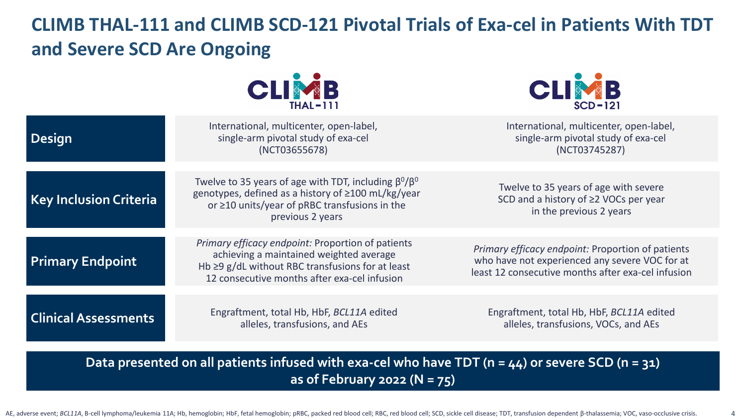# CLIMB THAL-111 and CLIMB SCD-121 Pivotal Trials of Exa-cel in Patients With TDT and Severe SCD Are Ongoing

| | CLIMB THAL-111 | CLIMB SCD-121 |
|---|---|---|
| **Design** | International, multicenter, open-label, single-arm pivotal study of exa-cel (NCT03655678) | International, multicenter, open-label, single-arm pivotal study of exa-cel (NCT03745287) |
| **Key Inclusion Criteria** | Twelve to 35 years of age with TDT, including $\beta^0/\beta^0$ genotypes, defined as a history of ≥100 mL/kg/year or ≥10 units/year of pRBC transfusions in the previous 2 years | Twelve to 35 years of age with severe SCD and a history of ≥2 VOCs per year in the previous 2 years |
| **Primary Endpoint** | *Primary efficacy endpoint:* Proportion of patients achieving a maintained weighted average Hb ≥9 g/dL without RBC transfusions for at least 12 consecutive months after exa-cel infusion | *Primary efficacy endpoint:* Proportion of patients who have not experienced any severe VOC for at least 12 consecutive months after exa-cel infusion |
| **Clinical Assessments** | Engraftment, total Hb, HbF, *BCL11A* edited alleles, transfusions, and AEs | Engraftment, total Hb, HbF, *BCL11A* edited alleles, transfusions, VOCs, and AEs |

**Data presented on all patients infused with exa-cel who have TDT (n = 44) or severe SCD (n = 31) as of February 2022 (N = 75)**

AE, adverse event; *BCL11A*, B-cell lymphoma/leukemia 11A; Hb, hemoglobin; HbF, fetal hemoglobin; pRBC, packed red blood cell; RBC, red blood cell; SCD, sickle cell disease; TDT, transfusion dependent β-thalassemia; VOC, vaso-occlusive crisis.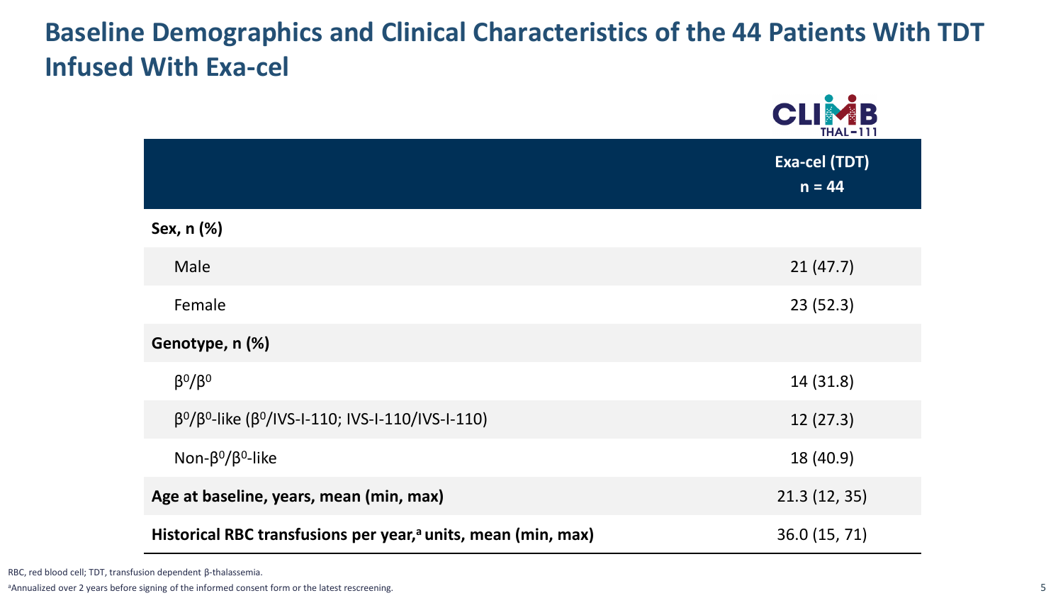# Baseline Demographics and Clinical Characteristics of the 44 Patients With TDT Infused With Exa-cel

CLIMB THAL-111

| | Exa-cel (TDT) n = 44 |
|---|---|
| **Sex, n (%)** | |
| Male | 21 (47.7) |
| Female | 23 (52.3) |
| **Genotype, n (%)** | |
| $\beta^0/\beta^0$ | 14 (31.8) |
| $\beta^0/\beta^0$-like ($\beta^0$/IVS-I-110; IVS-I-110/IVS-I-110) | 12 (27.3) |
| Non-$\beta^0/\beta^0$-like | 18 (40.9) |
| **Age at baseline, years, mean (min, max)** | 21.3 (12, 35) |
| **Historical RBC transfusions per year,[a] units, mean (min, max)** | 36.0 (15, 71) |

RBC, red blood cell; TDT, transfusion dependent β-thalassemia.

[a]Annualized over 2 years before signing of the informed consent form or the latest rescreening.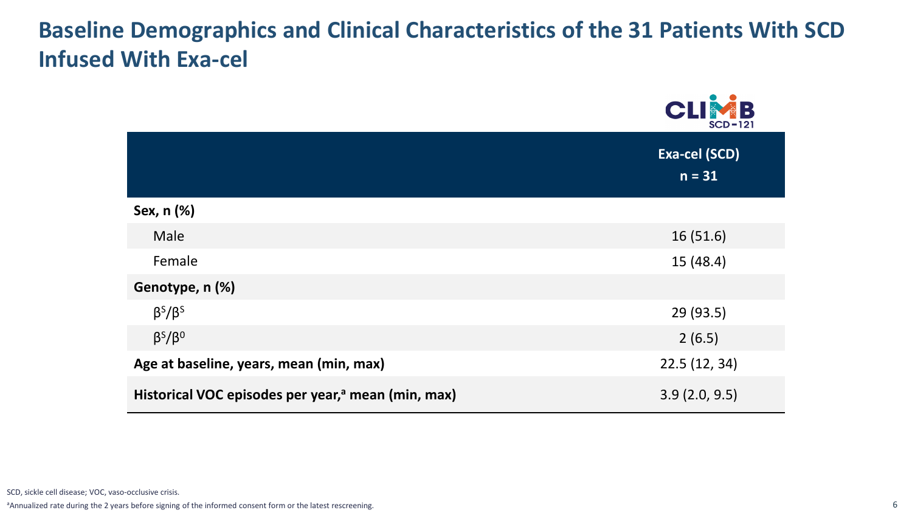# Baseline Demographics and Clinical Characteristics of the 31 Patients With SCD Infused With Exa-cel

CLIMB SCD-121

| | Exa-cel (SCD) n = 31 |
|---|---|
| **Sex, n (%)** | |
| Male | 16 (51.6) |
| Female | 15 (48.4) |
| **Genotype, n (%)** | |
| $\beta^S/\beta^S$ | 29 (93.5) |
| $\beta^S/\beta^0$ | 2 (6.5) |
| **Age at baseline, years, mean (min, max)** | 22.5 (12, 34) |
| **Historical VOC episodes per year,[a] mean (min, max)** | 3.9 (2.0, 9.5) |

SCD, sickle cell disease; VOC, vaso-occlusive crisis.

[a]Annualized rate during the 2 years before signing of the informed consent form or the latest rescreening.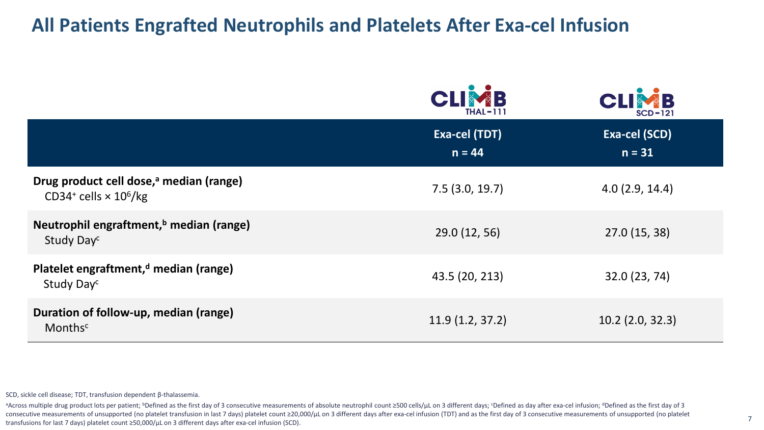# All Patients Engrafted Neutrophils and Platelets After Exa-cel Infusion

| | CLIMB THAL-111 Exa-cel (TDT) n = 44 | CLIMB SCD-121 Exa-cel (SCD) n = 31 |
|---|---|---|
| **Drug product cell dose,[a] median (range)** $CD34^+$ cells × $10^6$/kg | 7.5 (3.0, 19.7) | 4.0 (2.9, 14.4) |
| **Neutrophil engraftment,[b] median (range)** Study Day[c] | 29.0 (12, 56) | 27.0 (15, 38) |
| **Platelet engraftment,[d] median (range)** Study Day[c] | 43.5 (20, 213) | 32.0 (23, 74) |
| **Duration of follow-up, median (range)** Months[c] | 11.9 (1.2, 37.2) | 10.2 (2.0, 32.3) |

SCD, sickle cell disease; TDT, transfusion dependent β-thalassemia.

[a]Across multiple drug product lots per patient; [b]Defined as the first day of 3 consecutive measurements of absolute neutrophil count ≥500 cells/μL on 3 different days; [c]Defined as day after exa-cel infusion; [d]Defined as the first day of 3 consecutive measurements of unsupported (no platelet transfusion in last 7 days) platelet count ≥20,000/μL on 3 different days after exa-cel infusion (TDT) and as the first day of 3 consecutive measurements of unsupported (no platelet transfusions for last 7 days) platelet count ≥50,000/μL on 3 different days after exa-cel infusion (SCD).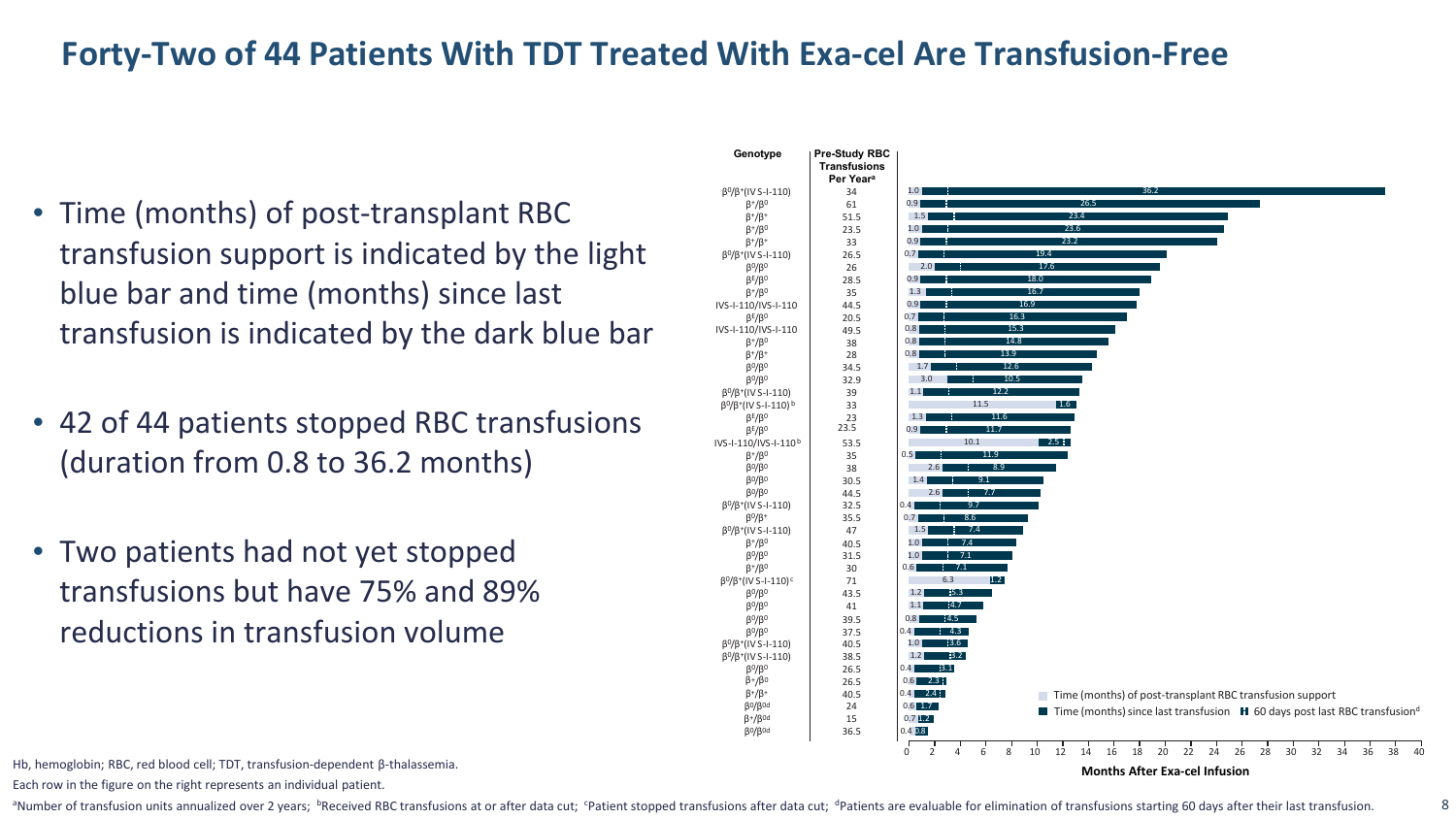# Forty-Two of 44 Patients With TDT Treated With Exa-cel Are Transfusion-Free

- Time (months) of post-transplant RBC transfusion support is indicated by the light blue bar and time (months) since last transfusion is indicated by the dark blue bar
- 42 of 44 patients stopped RBC transfusions (duration from 0.8 to 36.2 months)
- Two patients had not yet stopped transfusions but have 75% and 89% reductions in transfusion volume

| Genotype | Pre-Study RBC Transfusions Per Year[a] | Time (months) of post-transplant RBC transfusion support | Time (months) since last transfusion |
|---|---|---|---|
| $\beta^0/\beta^+$(IVS-I-110) | 34 | 1.0 | 36.2 |
| $\beta^+/\beta^0$ | 61 | 0.9 | 26.5 |
| $\beta^+/\beta^+$ | 51.5 | 1.5 | 23.4 |
| $\beta^+/\beta^0$ | 23.5 | 1.0 | 23.6 |
| $\beta^+/\beta^+$ | 33 | 0.9 | 23.2 |
| $\beta^0/\beta^+$(IVS-I-110) | 26.5 | 0.7 | 19.4 |
| $\beta^0/\beta^0$ | 26 | 2.0 | 17.6 |
| $\beta^E/\beta^0$ | 28.5 | 0.9 | 18.0 |
| $\beta^+/\beta^0$ | 35 | 1.3 | 16.7 |
| IVS-I-110/IVS-I-110 | 44.5 | 0.9 | 16.9 |
| $\beta^E/\beta^0$ | 20.5 | 0.7 | 16.3 |
| IVS-I-110/IVS-I-110 | 49.5 | 0.8 | 15.3 |
| $\beta^+/\beta^0$ | 38 | 0.8 | 14.8 |
| $\beta^+/\beta^+$ | 28 | 0.8 | 13.9 |
| $\beta^0/\beta^0$ | 34.5 | 1.7 | 12.6 |
| $\beta^0/\beta^0$ | 32.9 | 3.0 | 10.5 |
| $\beta^0/\beta^+$(IVS-I-110) | 39 | 1.1 | 12.2 |
| $\beta^0/\beta^+$(IVS-I-110)[b] | 33 | 11.5 | 1.6 |
| $\beta^E/\beta^0$ | 23 | 1.3 | 11.6 |
| $\beta^E/\beta^0$ | 23.5 | 0.9 | 11.7 |
| IVS-I-110/IVS-I-110[b] | 53.5 | 10.1 | 2.5 |
| $\beta^+/\beta^0$ | 35 | 0.5 | 11.9 |
| $\beta^0/\beta^0$ | 38 | 2.6 | 8.9 |
| $\beta^0/\beta^0$ | 30.5 | 1.4 | 9.1 |
| $\beta^0/\beta^0$ | 44.5 | 2.6 | 7.7 |
| $\beta^0/\beta^+$(IVS-I-110) | 32.5 | 0.4 | 9.7 |
| $\beta^0/\beta^+$ | 35.5 | 0.7 | 8.6 |
| $\beta^0/\beta^+$(IVS-I-110) | 47 | 1.5 | 7.4 |
| $\beta^+/\beta^0$ | 40.5 | 1.0 | 7.4 |
| $\beta^0/\beta^0$ | 31.5 | 1.0 | 7.1 |
| $\beta^+/\beta^0$ | 30 | 0.6 | 7.1 |
| $\beta^0/\beta^+$(IVS-I-110)[c] | 71 | 6.3 | 1.2 |
| $\beta^0/\beta^0$ | 43.5 | 1.2 | 5.3 |
| $\beta^0/\beta^0$ | 41 | 1.1 | 4.7 |
| $\beta^0/\beta^0$ | 39.5 | 0.8 | 4.5 |
| $\beta^0/\beta^0$ | 37.5 | 0.4 | 4.3 |
| $\beta^0/\beta^+$(IVS-I-110) | 40.5 | 1.0 | 3.6 |
| $\beta^0/\beta^+$(IVS-I-110) | 38.5 | 1.2 | 3.2 |
| $\beta^0/\beta^0$ | 26.5 | 0.4 | 3.1 |
| $\beta^+/\beta^0$ | 26.5 | 0.6 | 2.3 |
| $\beta^+/\beta^+$ | 40.5 | 0.4 | 2.4 |
| $\beta^0/\beta^{0d}$ | 24 | 0.6 | 1.7 |
| $\beta^+/\beta^{0d}$ | 15 | 0.7 | 1.2 |
| $\beta^0/\beta^{0d}$ | 36.5 | 0.4 | 0.8 |

Legend: Time (months) of post-transplant RBC transfusion support; Time (months) since last transfusion; 60 days post last RBC transfusion[d]

X-axis: Months After Exa-cel Infusion (0–40)

Hb, hemoglobin; RBC, red blood cell; TDT, transfusion-dependent β-thalassemia.

Each row in the figure on the right represents an individual patient.

[a]Number of transfusion units annualized over 2 years; [b]Received RBC transfusions at or after data cut; [c]Patient stopped transfusions after data cut; [d]Patients are evaluable for elimination of transfusions starting 60 days after their last transfusion.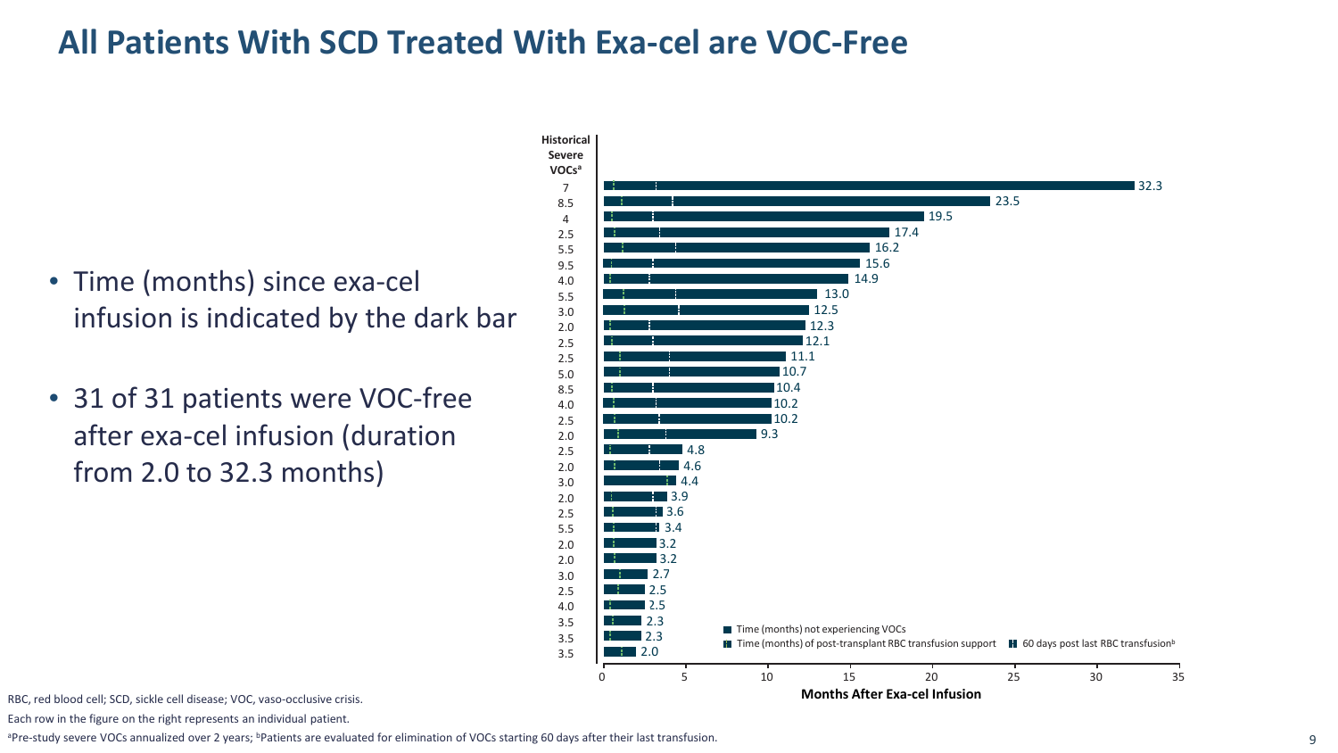# All Patients With SCD Treated With Exa-cel are VOC-Free

- Time (months) since exa-cel infusion is indicated by the dark bar
- 31 of 31 patients were VOC-free after exa-cel infusion (duration from 2.0 to 32.3 months)

| Historical Severe VOCs[a] | Months After Exa-cel Infusion |
|---|---|
| 7 | 32.3 |
| 8.5 | 23.5 |
| 4 | 19.5 |
| 2.5 | 17.4 |
| 5.5 | 16.2 |
| 9.5 | 15.6 |
| 4.0 | 14.9 |
| 5.5 | 13.0 |
| 3.0 | 12.5 |
| 2.0 | 12.3 |
| 2.5 | 12.1 |
| 2.5 | 11.1 |
| 5.0 | 10.7 |
| 8.5 | 10.4 |
| 4.0 | 10.2 |
| 2.5 | 10.2 |
| 2.0 | 9.3 |
| 2.5 | 4.8 |
| 2.0 | 4.6 |
| 3.0 | 4.4 |
| 2.0 | 3.9 |
| 2.5 | 3.6 |
| 5.5 | 3.4 |
| 2.0 | 3.2 |
| 2.0 | 3.2 |
| 3.0 | 2.7 |
| 2.5 | 2.5 |
| 4.0 | 2.5 |
| 3.5 | 2.3 |
| 3.5 | 2.3 |
| 3.5 | 2.0 |

Legend: Time (months) not experiencing VOCs; Time (months) of post-transplant RBC transfusion support; 60 days post last RBC transfusion[b]

RBC, red blood cell; SCD, sickle cell disease; VOC, vaso-occlusive crisis.

Each row in the figure on the right represents an individual patient.

[a]Pre-study severe VOCs annualized over 2 years; [b]Patients are evaluated for elimination of VOCs starting 60 days after their last transfusion.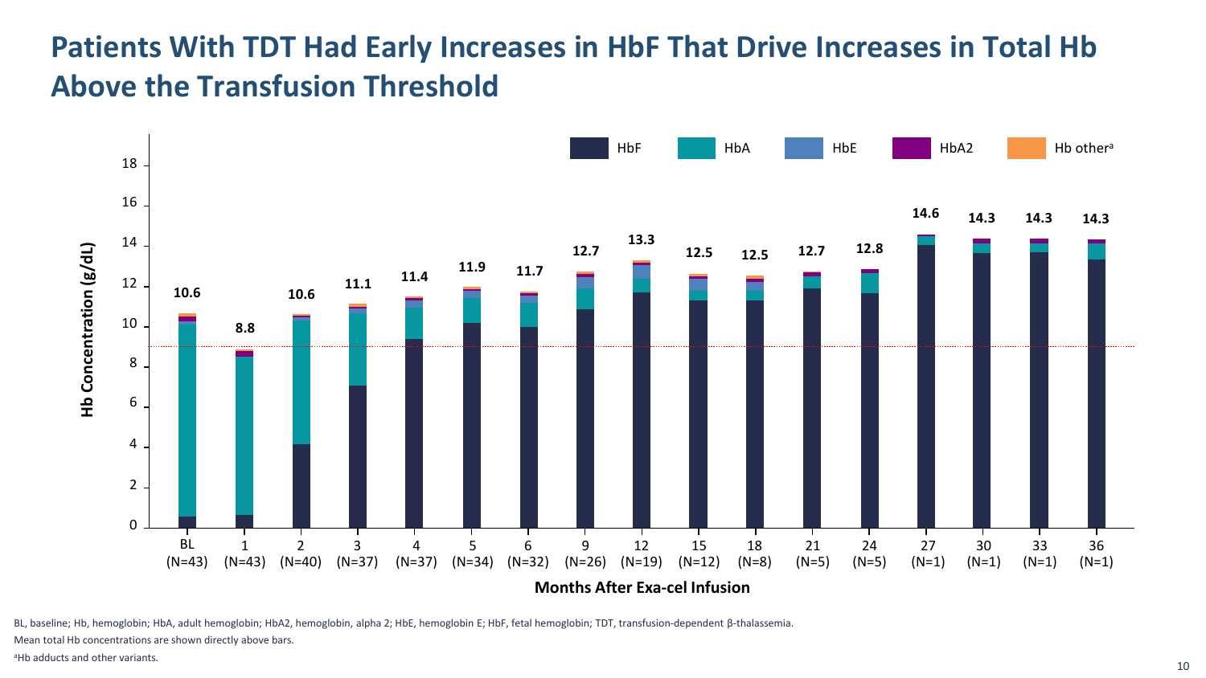# Patients With TDT Had Early Increases in HbF That Drive Increases in Total Hb Above the Transfusion Threshold

| Months After Exa-cel Infusion | Mean total Hb (g/dL) |
|---|---|
| BL (N=43) | 10.6 |
| 1 (N=43) | 8.8 |
| 2 (N=40) | 10.6 |
| 3 (N=37) | 11.1 |
| 4 (N=37) | 11.4 |
| 5 (N=34) | 11.9 |
| 6 (N=32) | 11.7 |
| 9 (N=26) | 12.7 |
| 12 (N=19) | 13.3 |
| 15 (N=12) | 12.5 |
| 18 (N=8) | 12.5 |
| 21 (N=5) | 12.7 |
| 24 (N=5) | 12.8 |
| 27 (N=1) | 14.6 |
| 30 (N=1) | 14.3 |
| 33 (N=1) | 14.3 |
| 36 (N=1) | 14.3 |

Legend: HbF, HbA, HbE, HbA2, Hb other[a]

Y-axis: Hb Concentration (g/dL); X-axis: Months After Exa-cel Infusion

BL, baseline; Hb, hemoglobin; HbA, adult hemoglobin; HbA2, hemoglobin, alpha 2; HbE, hemoglobin E; HbF, fetal hemoglobin; TDT, transfusion-dependent β-thalassemia.

Mean total Hb concentrations are shown directly above bars.

[a]Hb adducts and other variants.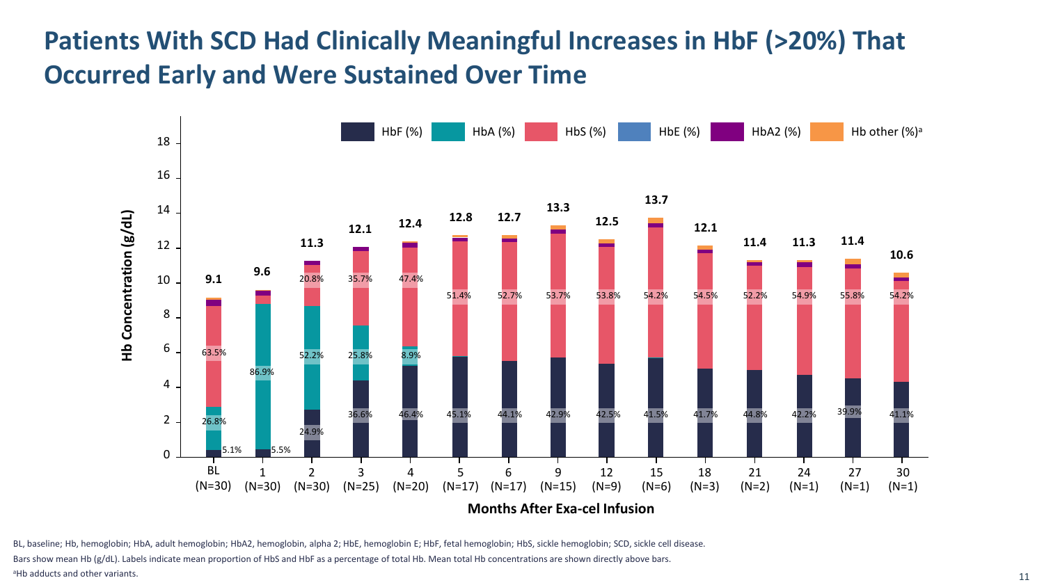# Patients With SCD Had Clinically Meaningful Increases in HbF (>20%) That Occurred Early and Were Sustained Over Time

Hb Concentration (g/dL)

HbF (%) | HbA (%) | HbS (%) | HbE (%) | HbA2 (%) | Hb other (%)[a]

| Months After Exa-cel Infusion | BL (N=30) | 1 (N=30) | 2 (N=30) | 3 (N=25) | 4 (N=20) | 5 (N=17) | 6 (N=17) | 9 (N=15) | 12 (N=9) | 15 (N=6) | 18 (N=3) | 21 (N=2) | 24 (N=1) | 27 (N=1) | 30 (N=1) |
|---|---|---|---|---|---|---|---|---|---|---|---|---|---|---|---|
| Mean total Hb (g/dL) | 9.1 | 9.6 | 11.3 | 12.1 | 12.4 | 12.8 | 12.7 | 13.3 | 12.5 | 13.7 | 12.1 | 11.4 | 11.3 | 11.4 | 10.6 |
| HbS (%) | 63.5% | | 20.8% | 35.7% | 47.4% | 51.4% | 52.7% | 53.7% | 53.8% | 54.2% | 54.5% | 52.2% | 54.9% | 55.8% | 54.2% |
| HbA (%) | 26.8% | 86.9% | 52.2% | 25.8% | 8.9% | | | | | | | | | | |
| HbF (%) | 5.1% | 5.5% | 24.9% | 36.6% | 46.4% | 45.1% | 44.1% | 42.9% | 42.5% | 41.5% | 41.7% | 44.8% | 42.2% | 39.9% | 41.1% |

BL, baseline; Hb, hemoglobin; HbA, adult hemoglobin; HbA2, hemoglobin, alpha 2; HbE, hemoglobin E; HbF, fetal hemoglobin; HbS, sickle hemoglobin; SCD, sickle cell disease.

Bars show mean Hb (g/dL). Labels indicate mean proportion of HbS and HbF as a percentage of total Hb. Mean total Hb concentrations are shown directly above bars.

[a]Hb adducts and other variants.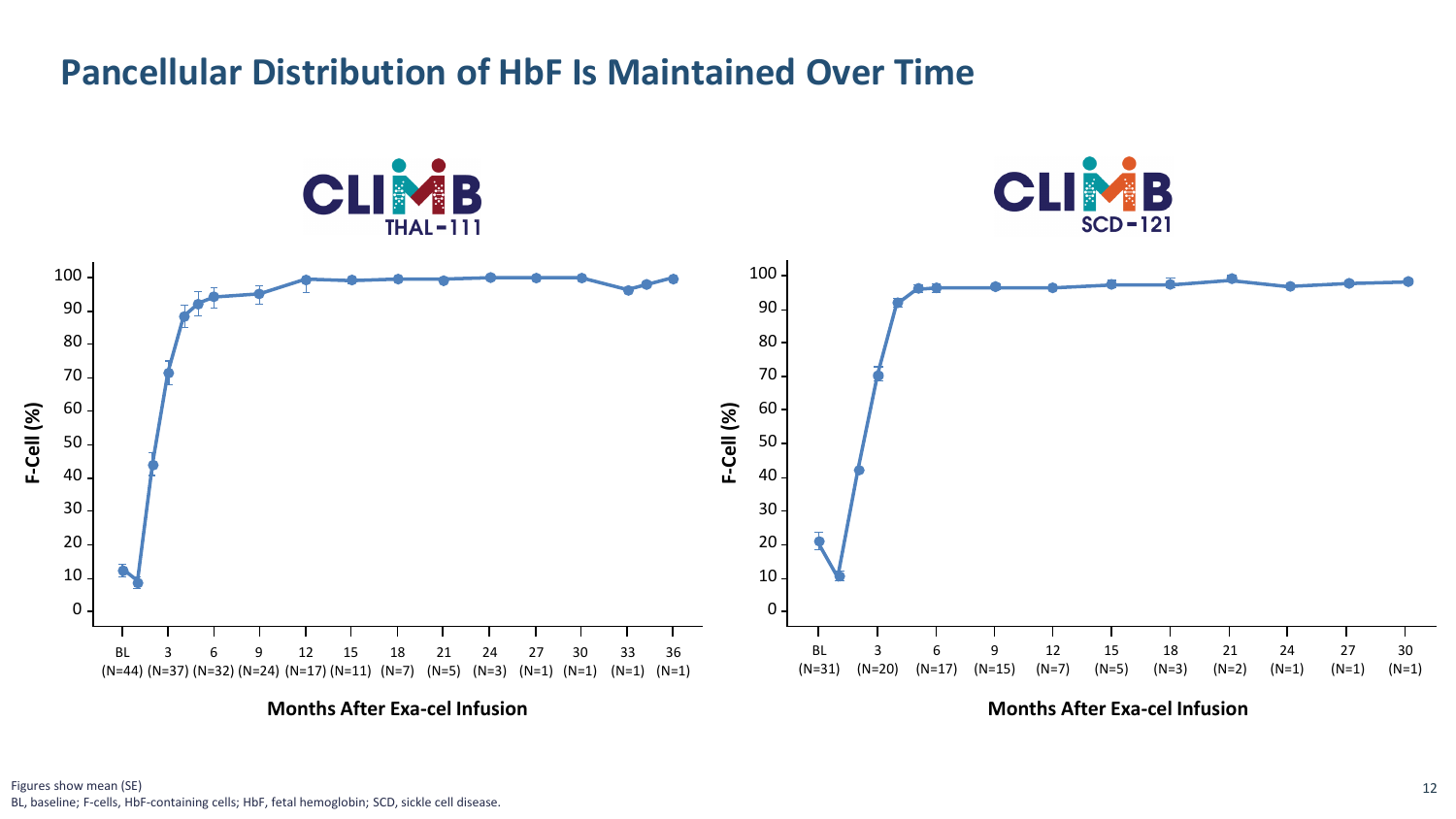# Pancellular Distribution of HbF Is Maintained Over Time

**CLIMB THAL-111**

| Months After Exa-cel Infusion | BL | 3 | 6 | 9 | 12 | 15 | 18 | 21 | 24 | 27 | 30 | 33 | 36 |
|---|---|---|---|---|---|---|---|---|---|---|---|---|---|
| N | 44 | 37 | 32 | 24 | 17 | 11 | 7 | 5 | 3 | 1 | 1 | 1 | 1 |

Y-axis: F-Cell (%); X-axis: Months After Exa-cel Infusion

**CLIMB SCD-121**

| Months After Exa-cel Infusion | BL | 3 | 6 | 9 | 12 | 15 | 18 | 21 | 24 | 27 | 30 |
|---|---|---|---|---|---|---|---|---|---|---|---|
| N | 31 | 20 | 17 | 15 | 7 | 5 | 3 | 2 | 1 | 1 | 1 |

Y-axis: F-Cell (%); X-axis: Months After Exa-cel Infusion

Figures show mean (SE)

BL, baseline; F-cells, HbF-containing cells; HbF, fetal hemoglobin; SCD, sickle cell disease.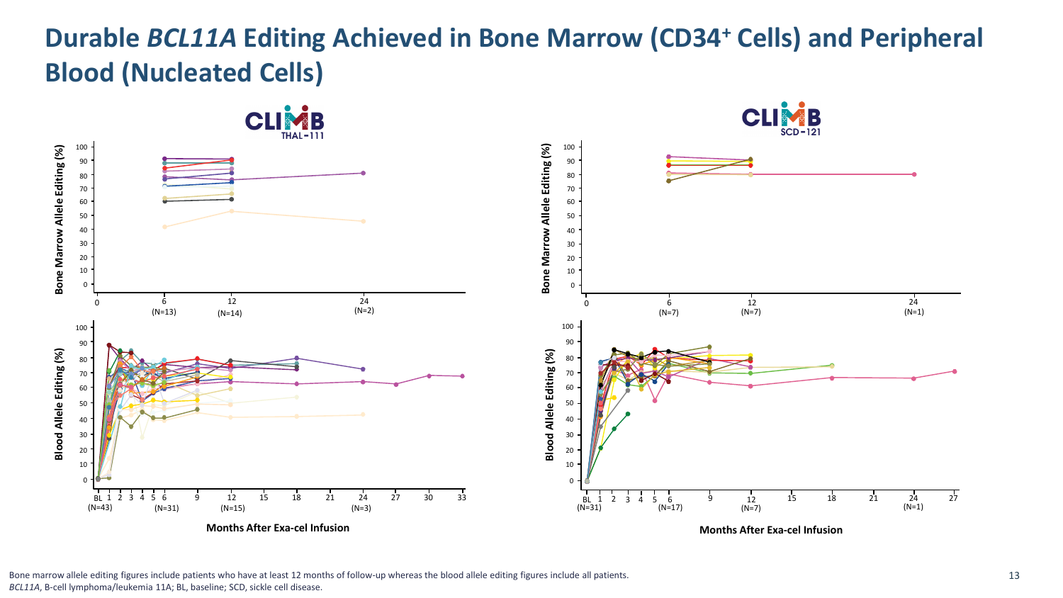# Durable *BCL11A* Editing Achieved in Bone Marrow (CD34+ Cells) and Peripheral Blood (Nucleated Cells)

CLIMB THAL-111

Bone Marrow Allele Editing (%)

Months: 0, 6 (N=13), 12 (N=14), 24 (N=2)

Blood Allele Editing (%)

Months: BL (N=43), 1, 2, 3, 4, 5, 6 (N=31), 9, 12 (N=15), 15, 18, 21, 24 (N=3), 27, 30, 33

Months After Exa-cel Infusion

CLIMB SCD-121

Bone Marrow Allele Editing (%)

Months: 0, 6 (N=7), 12 (N=7), 24 (N=1)

Blood Allele Editing (%)

Months: BL (N=31), 1, 2, 3, 4, 5, 6 (N=17), 9, 12 (N=7), 15, 18, 21, 24 (N=1), 27

Months After Exa-cel Infusion

Bone marrow allele editing figures include patients who have at least 12 months of follow-up whereas the blood allele editing figures include all patients.
*BCL11A*, B-cell lymphoma/leukemia 11A; BL, baseline; SCD, sickle cell disease.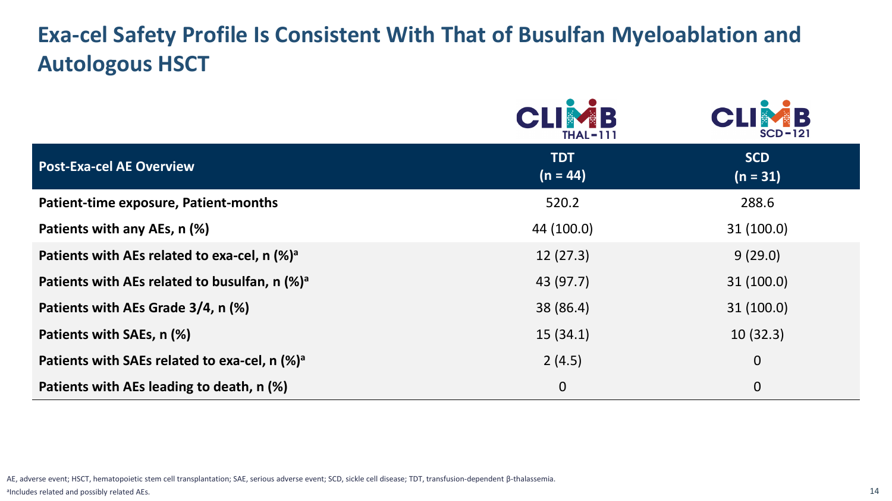# Exa-cel Safety Profile Is Consistent With That of Busulfan Myeloablation and Autologous HSCT

| Post-Exa-cel AE Overview | CLIMB THAL-111<br>TDT<br>(n = 44) | CLIMB SCD-121<br>SCD<br>(n = 31) |
|---|---|---|
| **Patient-time exposure, Patient-months** | 520.2 | 288.6 |
| **Patients with any AEs, n (%)** | 44 (100.0) | 31 (100.0) |
| **Patients with AEs related to exa-cel, n (%)[a]** | 12 (27.3) | 9 (29.0) |
| **Patients with AEs related to busulfan, n (%)[a]** | 43 (97.7) | 31 (100.0) |
| **Patients with AEs Grade 3/4, n (%)** | 38 (86.4) | 31 (100.0) |
| **Patients with SAEs, n (%)** | 15 (34.1) | 10 (32.3) |
| **Patients with SAEs related to exa-cel, n (%)[a]** | 2 (4.5) | 0 |
| **Patients with AEs leading to death, n (%)** | 0 | 0 |

AE, adverse event; HSCT, hematopoietic stem cell transplantation; SAE, serious adverse event; SCD, sickle cell disease; TDT, transfusion-dependent β-thalassemia.

[a]Includes related and possibly related AEs.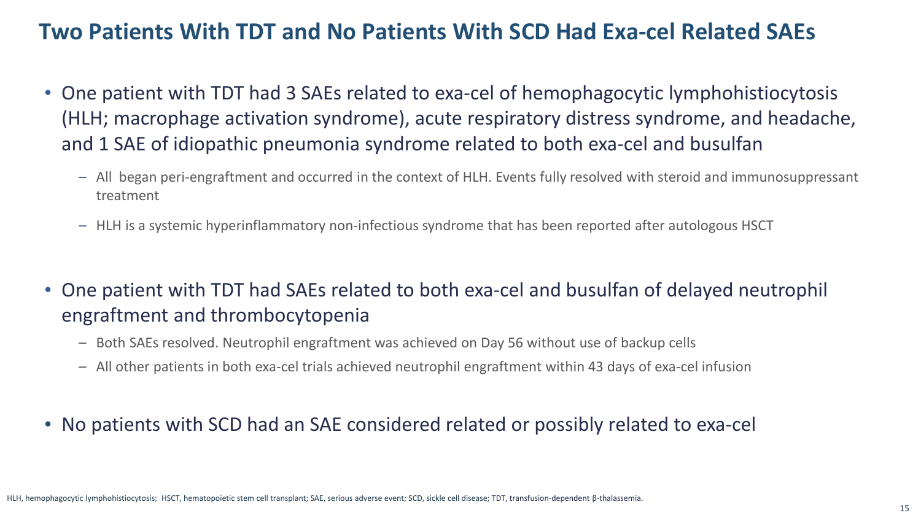# Two Patients With TDT and No Patients With SCD Had Exa-cel Related SAEs

- One patient with TDT had 3 SAEs related to exa-cel of hemophagocytic lymphohistiocytosis (HLH; macrophage activation syndrome), acute respiratory distress syndrome, and headache, and 1 SAE of idiopathic pneumonia syndrome related to both exa-cel and busulfan
  - All began peri-engraftment and occurred in the context of HLH. Events fully resolved with steroid and immunosuppressant treatment
  - HLH is a systemic hyperinflammatory non-infectious syndrome that has been reported after autologous HSCT
- One patient with TDT had SAEs related to both exa-cel and busulfan of delayed neutrophil engraftment and thrombocytopenia
  - Both SAEs resolved. Neutrophil engraftment was achieved on Day 56 without use of backup cells
  - All other patients in both exa-cel trials achieved neutrophil engraftment within 43 days of exa-cel infusion
- No patients with SCD had an SAE considered related or possibly related to exa-cel

HLH, hemophagocytic lymphohistiocytosis; HSCT, hematopoietic stem cell transplant; SAE, serious adverse event; SCD, sickle cell disease; TDT, transfusion-dependent β-thalassemia.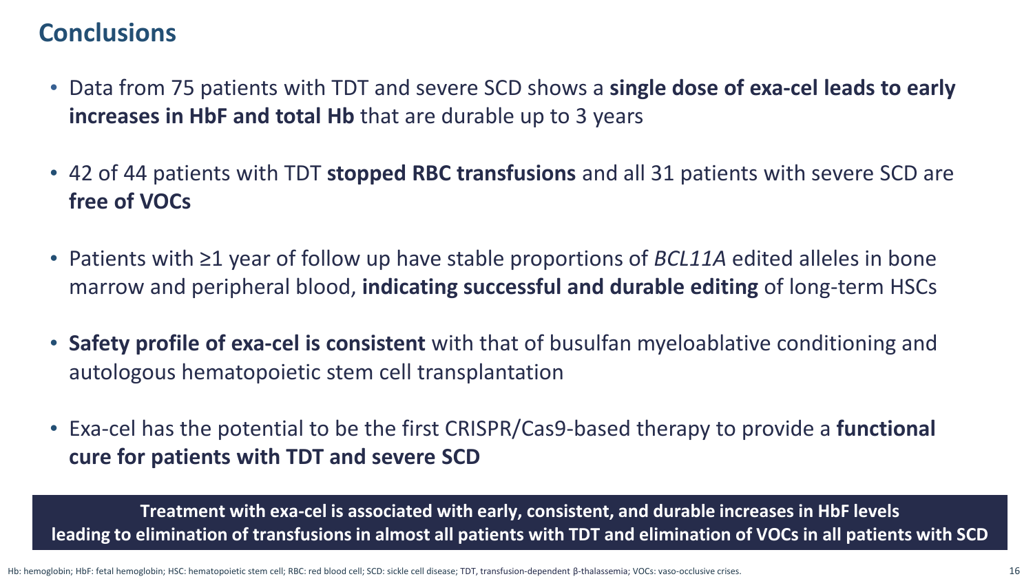# Conclusions

- Data from 75 patients with TDT and severe SCD shows a **single dose of exa-cel leads to early increases in HbF and total Hb** that are durable up to 3 years
- 42 of 44 patients with TDT **stopped RBC transfusions** and all 31 patients with severe SCD are **free of VOCs**
- Patients with ≥1 year of follow up have stable proportions of *BCL11A* edited alleles in bone marrow and peripheral blood, **indicating successful and durable editing** of long-term HSCs
- **Safety profile of exa-cel is consistent** with that of busulfan myeloablative conditioning and autologous hematopoietic stem cell transplantation
- Exa-cel has the potential to be the first CRISPR/Cas9-based therapy to provide a **functional cure for patients with TDT and severe SCD**

**Treatment with exa-cel is associated with early, consistent, and durable increases in HbF levels leading to elimination of transfusions in almost all patients with TDT and elimination of VOCs in all patients with SCD**

Hb: hemoglobin; HbF: fetal hemoglobin; HSC: hematopoietic stem cell; RBC: red blood cell; SCD: sickle cell disease; TDT, transfusion-dependent β-thalassemia; VOCs: vaso-occlusive crises.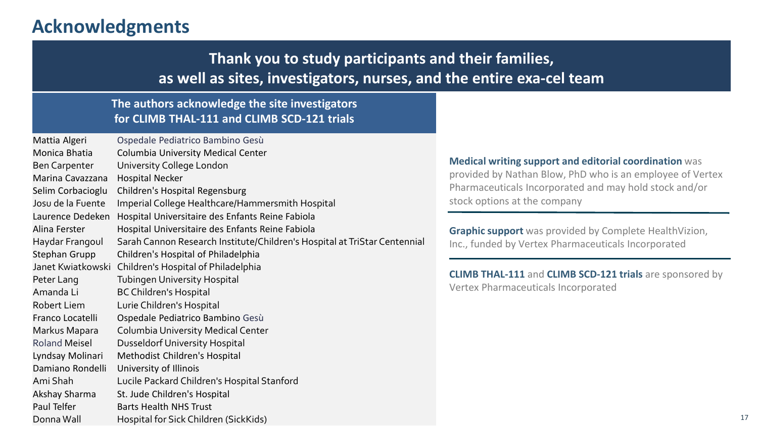# Acknowledgments

**Thank you to study participants and their families, as well as sites, investigators, nurses, and the entire exa-cel team**

**The authors acknowledge the site investigators for CLIMB THAL-111 and CLIMB SCD-121 trials**

| | |
|---|---|
| Mattia Algeri | Ospedale Pediatrico Bambino Gesù |
| Monica Bhatia | Columbia University Medical Center |
| Ben Carpenter | University College London |
| Marina Cavazzana | Hospital Necker |
| Selim Corbacioglu | Children's Hospital Regensburg |
| Josu de la Fuente | Imperial College Healthcare/Hammersmith Hospital |
| Laurence Dedeken | Hospital Universitaire des Enfants Reine Fabiola |
| Alina Ferster | Hospital Universitaire des Enfants Reine Fabiola |
| Haydar Frangoul | Sarah Cannon Research Institute/Children's Hospital at TriStar Centennial |
| Stephan Grupp | Children's Hospital of Philadelphia |
| Janet Kwiatkowski | Children's Hospital of Philadelphia |
| Peter Lang | Tubingen University Hospital |
| Amanda Li | BC Children's Hospital |
| Robert Liem | Lurie Children's Hospital |
| Franco Locatelli | Ospedale Pediatrico Bambino Gesù |
| Markus Mapara | Columbia University Medical Center |
| Roland Meisel | Dusseldorf University Hospital |
| Lyndsay Molinari | Methodist Children's Hospital |
| Damiano Rondelli | University of Illinois |
| Ami Shah | Lucile Packard Children's Hospital Stanford |
| Akshay Sharma | St. Jude Children's Hospital |
| Paul Telfer | Barts Health NHS Trust |
| Donna Wall | Hospital for Sick Children (SickKids) |

**Medical writing support and editorial coordination** was provided by Nathan Blow, PhD who is an employee of Vertex Pharmaceuticals Incorporated and may hold stock and/or stock options at the company

**Graphic support** was provided by Complete HealthVizion, Inc., funded by Vertex Pharmaceuticals Incorporated

**CLIMB THAL-111** and **CLIMB SCD-121 trials** are sponsored by Vertex Pharmaceuticals Incorporated